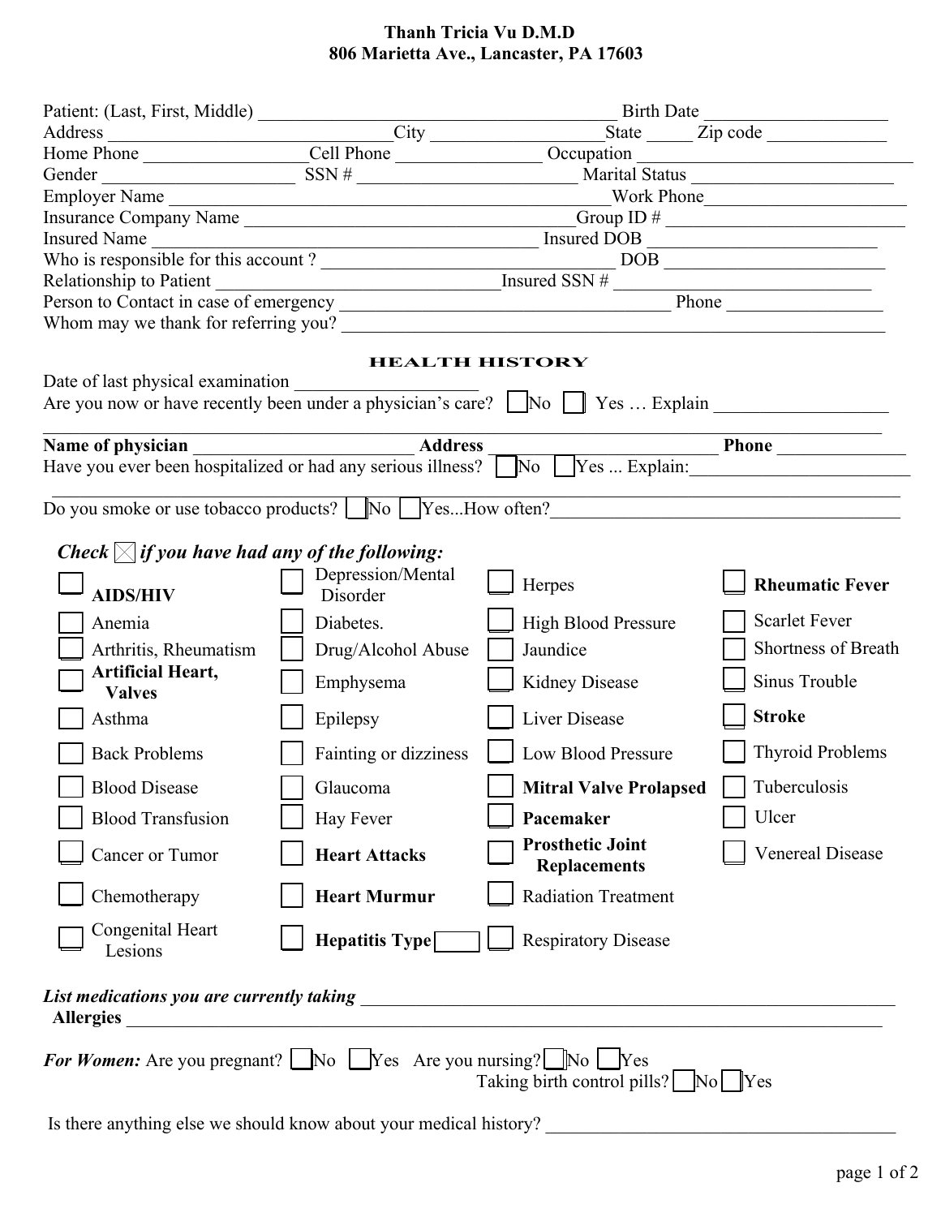**Thanh Tricia Vu D.M.D**
**806 Marietta Ave., Lancaster, PA 17603**

Patient: (Last, First, Middle) ________________________________________ Birth Date ____________________
Address ________________________________City ___________________State _____ Zip code _____________
Home Phone __________________Cell Phone ________________ Occupation __________________________
Gender _____________________ SSN # ________________________ Marital Status _____________________
Employer Name _________________________________________________Work Phone_____________________
Insurance Company Name ____________________________________Group ID # ___________________________
Insured Name __________________________________________ Insured DOB _________________________
Who is responsible for this account ? _________________________________ DOB ________________________
Relationship to Patient _______________________________Insured SSN # ___________________________
Person to Contact in case of emergency _____________________________________ Phone _________________
Whom may we thank for referring you? ____________________________________________________________

## HEALTH HISTORY

Date of last physical examination ____________________
Are you now or have recently been under a physician's care? ☐ No ☐ Yes … Explain ___________________
______________________________________________________________________________________

**Name of physician** ________________________ **Address** _____________________________ **Phone** ______________
Have you ever been hospitalized or had any serious illness? ☐ No ☐ Yes ... Explain:________________________
______________________________________________________________________________________

Do you smoke or use tobacco products? ☐ No ☐ Yes...How often?_______________________________________

***Check ☒ if you have had any of the following:***

| | | | |
|---|---|---|---|
| ☐ **AIDS/HIV** | ☐ Depression/Mental Disorder | ☐ Herpes | ☐ **Rheumatic Fever** |
| ☐ Anemia | ☐ Diabetes. | ☐ High Blood Pressure | ☐ Scarlet Fever |
| ☐ Arthritis, Rheumatism | ☐ Drug/Alcohol Abuse | ☐ Jaundice | ☐ Shortness of Breath |
| ☐ **Artificial Heart, Valves** | ☐ Emphysema | ☐ Kidney Disease | ☐ Sinus Trouble |
| ☐ Asthma | ☐ Epilepsy | ☐ Liver Disease | ☐ **Stroke** |
| ☐ Back Problems | ☐ Fainting or dizziness | ☐ Low Blood Pressure | ☐ Thyroid Problems |
| ☐ Blood Disease | ☐ Glaucoma | ☐ **Mitral Valve Prolapsed** | ☐ Tuberculosis |
| ☐ Blood Transfusion | ☐ Hay Fever | ☐ **Pacemaker** | ☐ Ulcer |
| ☐ Cancer or Tumor | ☐ **Heart Attacks** | ☐ **Prosthetic Joint Replacements** | ☐ Venereal Disease |
| ☐ Chemotherapy | ☐ **Heart Murmur** | ☐ Radiation Treatment | |
| ☐ Congenital Heart Lesions | ☐ **Hepatitis Type** ____ | ☐ Respiratory Disease | |

***List medications you are currently taking*** ___________________________________________________________
**Allergies** ___________________________________________________________________________________

***For Women:*** Are you pregnant? ☐ No ☐ Yes Are you nursing? ☐ No ☐ Yes
Taking birth control pills? ☐ No ☐ Yes

Is there anything else we should know about your medical history? ______________________________________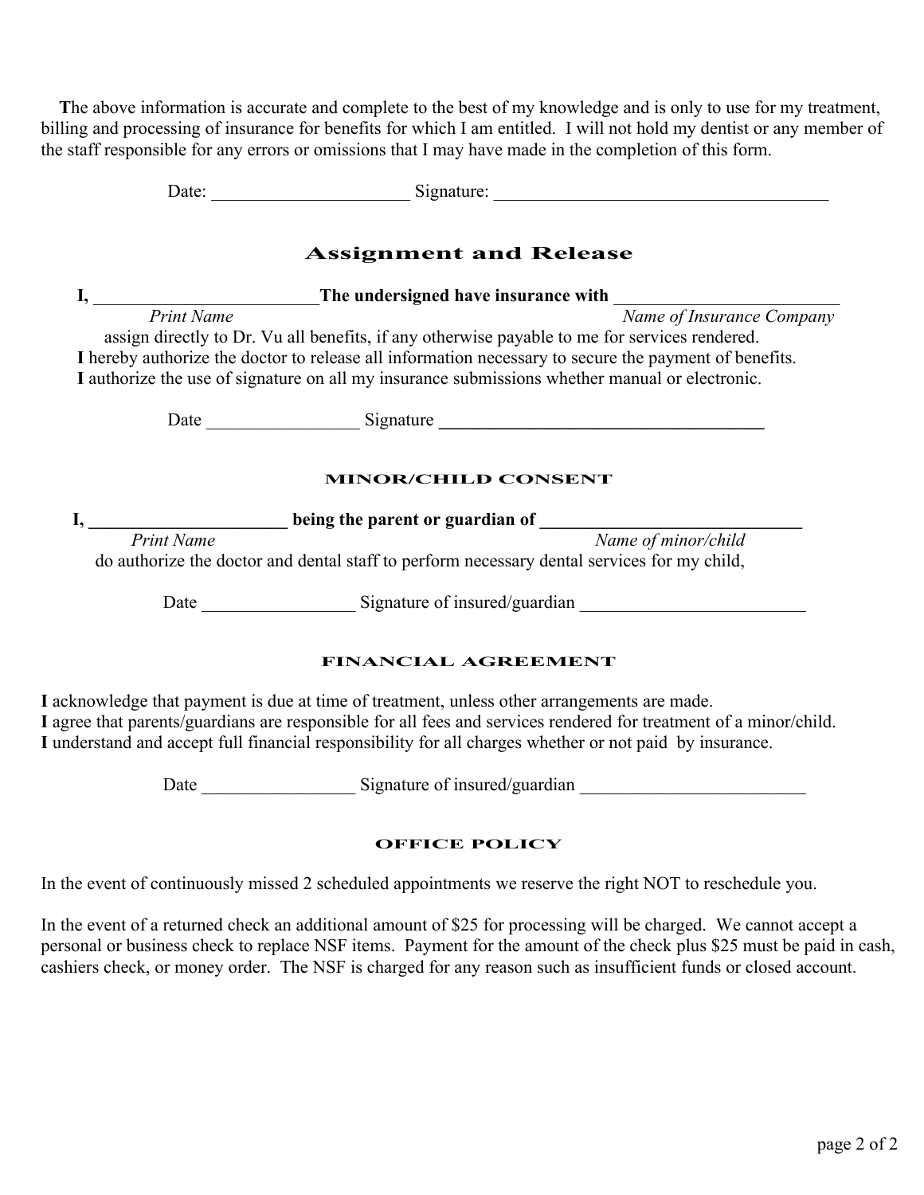**T**he above information is accurate and complete to the best of my knowledge and is only to use for my treatment, billing and processing of insurance for benefits for which I am entitled. I will not hold my dentist or any member of the staff responsible for any errors or omissions that I may have made in the completion of this form.

Date: ______________________ Signature: ______________________________________

## Assignment and Release

**I,** _________________________ **The undersigned have insurance with** _________________________
*Print Name* *Name of Insurance Company*

assign directly to Dr. Vu all benefits, if any otherwise payable to me for services rendered.

**I** hereby authorize the doctor to release all information necessary to secure the payment of benefits.

**I** authorize the use of signature on all my insurance submissions whether manual or electronic.

Date _________________ Signature ____________________________________

### MINOR/CHILD CONSENT

**I,** ______________________ **being the parent or guardian of** ____________________________
*Print Name* *Name of minor/child*

do authorize the doctor and dental staff to perform necessary dental services for my child,

Date _________________ Signature of insured/guardian _________________________

### FINANCIAL AGREEMENT

**I** acknowledge that payment is due at time of treatment, unless other arrangements are made.
**I** agree that parents/guardians are responsible for all fees and services rendered for treatment of a minor/child.
**I** understand and accept full financial responsibility for all charges whether or not paid by insurance.

Date _________________ Signature of insured/guardian _________________________

### OFFICE POLICY

In the event of continuously missed 2 scheduled appointments we reserve the right NOT to reschedule you.

In the event of a returned check an additional amount of $25 for processing will be charged. We cannot accept a personal or business check to replace NSF items. Payment for the amount of the check plus $25 must be paid in cash, cashiers check, or money order. The NSF is charged for any reason such as insufficient funds or closed account.